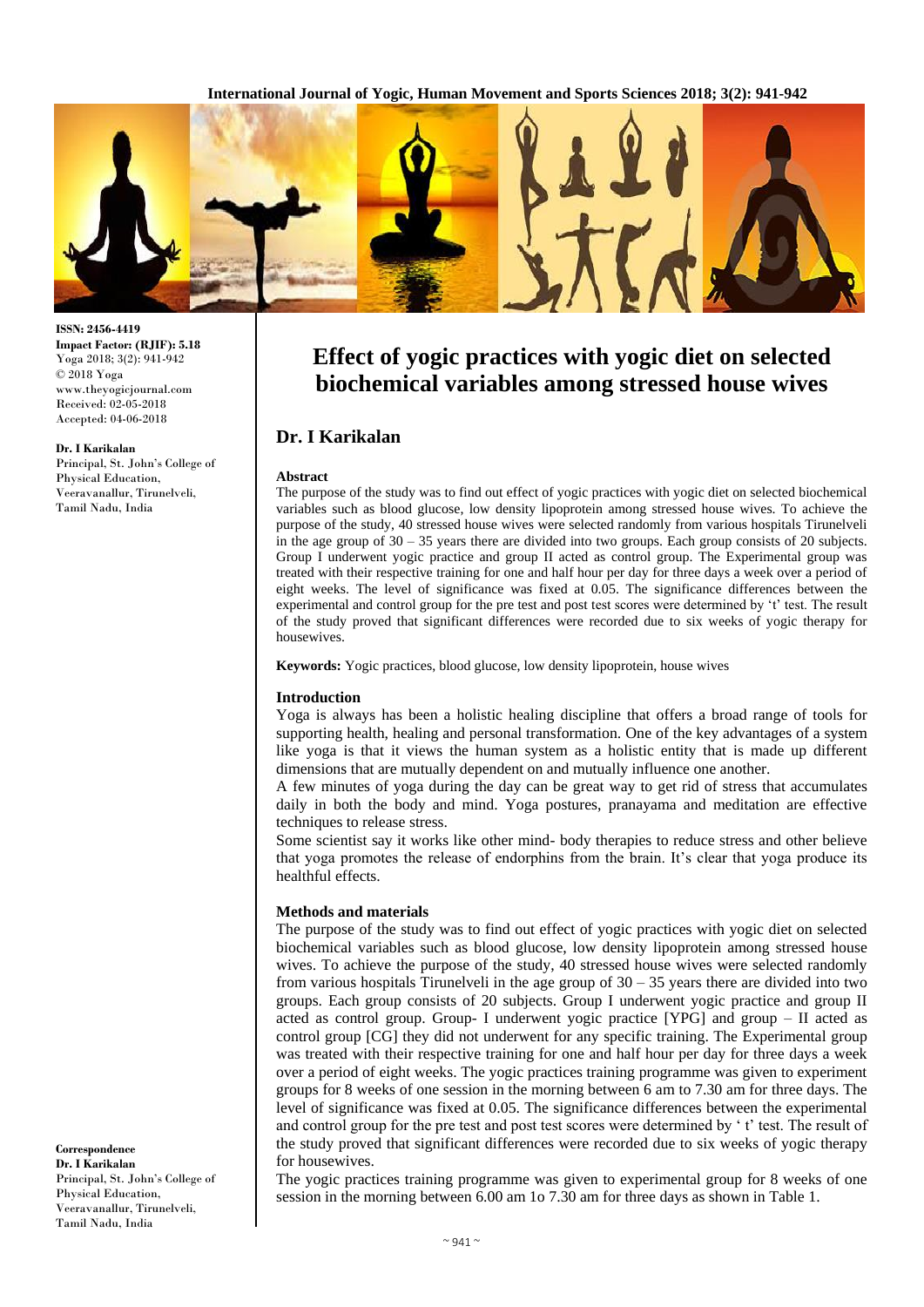**ISSN: 2456-4419**
**Impact Factor: (RJIF): 5.18**
Yoga 2018; 3(2): 941-942
© 2018 Yoga
www.theyogicjournal.com
Received: 02-05-2018
Accepted: 04-06-2018

**Dr. I Karikalan**
Principal, St. John's College of Physical Education, Veeravanallur, Tirunelveli, Tamil Nadu, India

**Correspondence**
**Dr. I Karikalan**
Principal, St. John's College of Physical Education, Veeravanallur, Tirunelveli, Tamil Nadu, India

# Effect of yogic practices with yogic diet on selected biochemical variables among stressed house wives

## Dr. I Karikalan

### Abstract

The purpose of the study was to find out effect of yogic practices with yogic diet on selected biochemical variables such as blood glucose, low density lipoprotein among stressed house wives. To achieve the purpose of the study, 40 stressed house wives were selected randomly from various hospitals Tirunelveli in the age group of 30 – 35 years there are divided into two groups. Each group consists of 20 subjects. Group I underwent yogic practice and group II acted as control group. The Experimental group was treated with their respective training for one and half hour per day for three days a week over a period of eight weeks. The level of significance was fixed at 0.05. The significance differences between the experimental and control group for the pre test and post test scores were determined by 't' test. The result of the study proved that significant differences were recorded due to six weeks of yogic therapy for housewives.

**Keywords:** Yogic practices, blood glucose, low density lipoprotein, house wives

### Introduction

Yoga is always has been a holistic healing discipline that offers a broad range of tools for supporting health, healing and personal transformation. One of the key advantages of a system like yoga is that it views the human system as a holistic entity that is made up different dimensions that are mutually dependent on and mutually influence one another.

A few minutes of yoga during the day can be great way to get rid of stress that accumulates daily in both the body and mind. Yoga postures, pranayama and meditation are effective techniques to release stress.

Some scientist say it works like other mind- body therapies to reduce stress and other believe that yoga promotes the release of endorphins from the brain. It's clear that yoga produce its healthful effects.

### Methods and materials

The purpose of the study was to find out effect of yogic practices with yogic diet on selected biochemical variables such as blood glucose, low density lipoprotein among stressed house wives. To achieve the purpose of the study, 40 stressed house wives were selected randomly from various hospitals Tirunelveli in the age group of 30 – 35 years there are divided into two groups. Each group consists of 20 subjects. Group I underwent yogic practice and group II acted as control group. Group- I underwent yogic practice [YPG] and group – II acted as control group [CG] they did not underwent for any specific training. The Experimental group was treated with their respective training for one and half hour per day for three days a week over a period of eight weeks. The yogic practices training programme was given to experiment groups for 8 weeks of one session in the morning between 6 am to 7.30 am for three days. The level of significance was fixed at 0.05. The significance differences between the experimental and control group for the pre test and post test scores were determined by ' t' test. The result of the study proved that significant differences were recorded due to six weeks of yogic therapy for housewives.

The yogic practices training programme was given to experimental group for 8 weeks of one session in the morning between 6.00 am 1o 7.30 am for three days as shown in Table 1.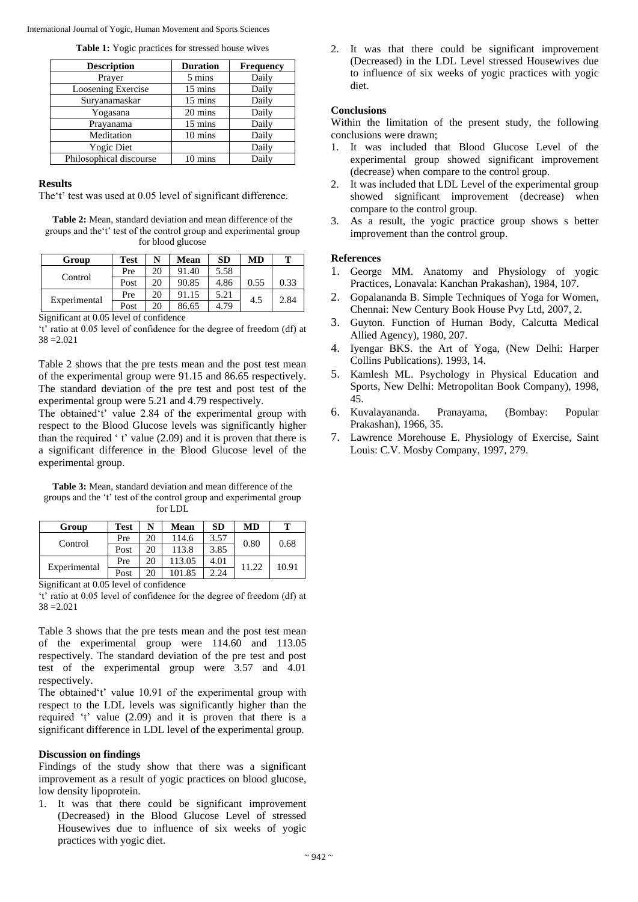**Table 1:** Yogic practices for stressed house wives

| Description | Duration | Frequency |
|---|---|---|
| Prayer | 5 mins | Daily |
| Loosening Exercise | 15 mins | Daily |
| Suryanamaskar | 15 mins | Daily |
| Yogasana | 20 mins | Daily |
| Prayanama | 15 mins | Daily |
| Meditation | 10 mins | Daily |
| Yogic Diet | | Daily |
| Philosophical discourse | 10 mins | Daily |

## Results

The't' test was used at 0.05 level of significant difference.

**Table 2:** Mean, standard deviation and mean difference of the groups and the't' test of the control group and experimental group for blood glucose

| Group | Test | N | Mean | SD | MD | T |
|---|---|---|---|---|---|---|
| Control | Pre | 20 | 91.40 | 5.58 | 0.55 | 0.33 |
| | Post | 20 | 90.85 | 4.86 | | |
| Experimental | Pre | 20 | 91.15 | 5.21 | 4.5 | 2.84 |
| | Post | 20 | 86.65 | 4.79 | | |

Significant at 0.05 level of confidence

't' ratio at 0.05 level of confidence for the degree of freedom (df) at 38 =2.021

Table 2 shows that the pre tests mean and the post test mean of the experimental group were 91.15 and 86.65 respectively. The standard deviation of the pre test and post test of the experimental group were 5.21 and 4.79 respectively.

The obtained't' value 2.84 of the experimental group with respect to the Blood Glucose levels was significantly higher than the required ' t' value (2.09) and it is proven that there is a significant difference in the Blood Glucose level of the experimental group.

**Table 3:** Mean, standard deviation and mean difference of the groups and the 't' test of the control group and experimental group for LDL

| Group | Test | N | Mean | SD | MD | T |
|---|---|---|---|---|---|---|
| Control | Pre | 20 | 114.6 | 3.57 | 0.80 | 0.68 |
| | Post | 20 | 113.8 | 3.85 | | |
| Experimental | Pre | 20 | 113.05 | 4.01 | 11.22 | 10.91 |
| | Post | 20 | 101.85 | 2.24 | | |

Significant at 0.05 level of confidence

't' ratio at 0.05 level of confidence for the degree of freedom (df) at 38 =2.021

Table 3 shows that the pre tests mean and the post test mean of the experimental group were 114.60 and 113.05 respectively. The standard deviation of the pre test and post test of the experimental group were 3.57 and 4.01 respectively.

The obtained't' value 10.91 of the experimental group with respect to the LDL levels was significantly higher than the required 't' value (2.09) and it is proven that there is a significant difference in LDL level of the experimental group.

## Discussion on findings

Findings of the study show that there was a significant improvement as a result of yogic practices on blood glucose, low density lipoprotein.

1. It was that there could be significant improvement (Decreased) in the Blood Glucose Level of stressed Housewives due to influence of six weeks of yogic practices with yogic diet.
2. It was that there could be significant improvement (Decreased) in the LDL Level stressed Housewives due to influence of six weeks of yogic practices with yogic diet.

## Conclusions

Within the limitation of the present study, the following conclusions were drawn;

1. It was included that Blood Glucose Level of the experimental group showed significant improvement (decrease) when compare to the control group.
2. It was included that LDL Level of the experimental group showed significant improvement (decrease) when compare to the control group.
3. As a result, the yogic practice group shows s better improvement than the control group.

## References

1. George MM. Anatomy and Physiology of yogic Practices, Lonavala: Kanchan Prakashan), 1984, 107.
2. Gopalananda B. Simple Techniques of Yoga for Women, Chennai: New Century Book House Pvy Ltd, 2007, 2.
3. Guyton. Function of Human Body, Calcutta Medical Allied Agency), 1980, 207.
4. Iyengar BKS. the Art of Yoga, (New Delhi: Harper Collins Publications). 1993, 14.
5. Kamlesh ML. Psychology in Physical Education and Sports, New Delhi: Metropolitan Book Company), 1998, 45.
6. Kuvalayananda. Pranayama, (Bombay: Popular Prakashan), 1966, 35.
7. Lawrence Morehouse E. Physiology of Exercise, Saint Louis: C.V. Mosby Company, 1997, 279.